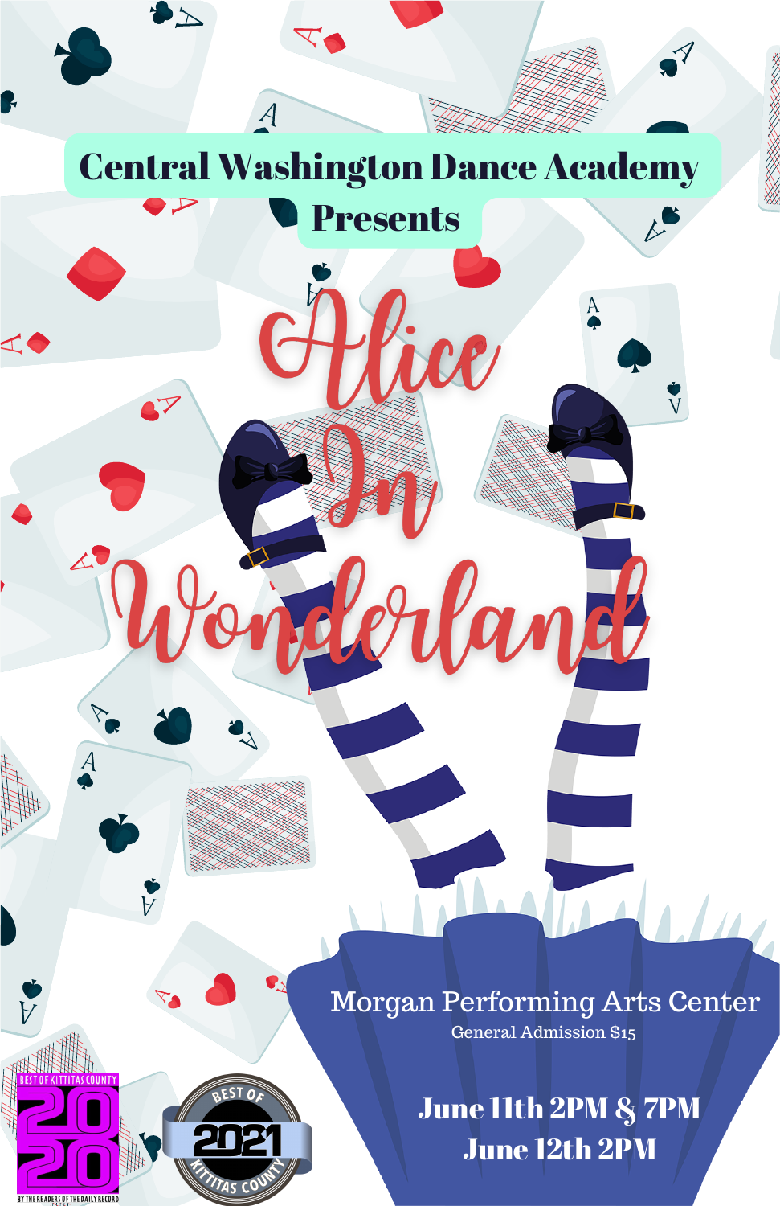# Central Washington Dance Academy

## Presents

# Alice In Wonderland

Morgan Performing Arts Center

General Admission $15

**June 11th 2PM & 7PM**

**June 12th 2PM**

BEST OF KITTITAS COUNTY 2020

BY THE READERS OF THE DAILY RECORD

BEST OF 2021 KITTITAS COUNTY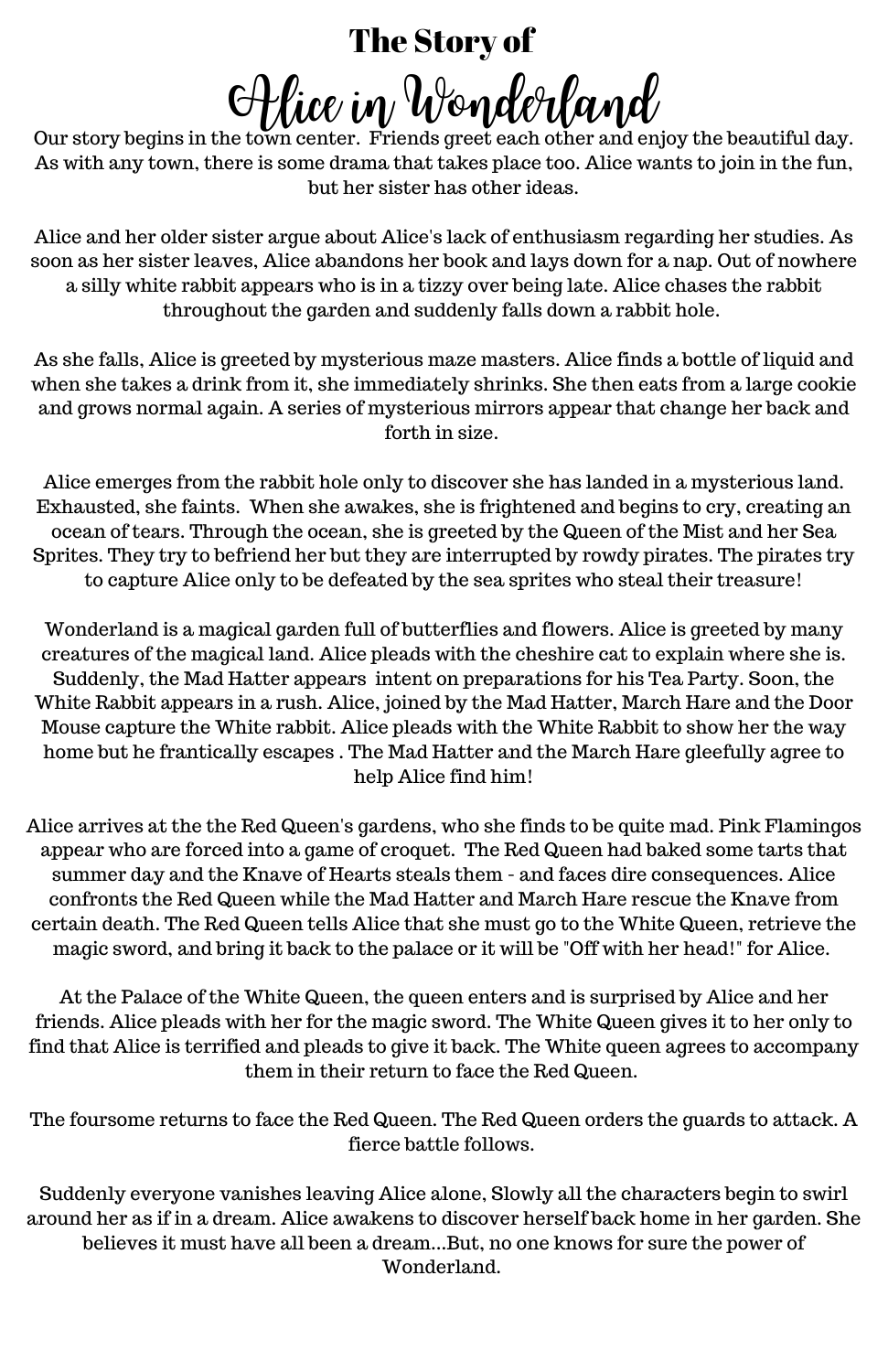# The Story of Alice in Wonderland

Our story begins in the town center.  Friends greet each other and enjoy the beautiful day. As with any town, there is some drama that takes place too. Alice wants to join in the fun, but her sister has other ideas.

Alice and her older sister argue about Alice's lack of enthusiasm regarding her studies. As soon as her sister leaves, Alice abandons her book and lays down for a nap. Out of nowhere a silly white rabbit appears who is in a tizzy over being late. Alice chases the rabbit throughout the garden and suddenly falls down a rabbit hole.

As she falls, Alice is greeted by mysterious maze masters. Alice finds a bottle of liquid and when she takes a drink from it, she immediately shrinks. She then eats from a large cookie and grows normal again. A series of mysterious mirrors appear that change her back and forth in size.

Alice emerges from the rabbit hole only to discover she has landed in a mysterious land. Exhausted, she faints.  When she awakes, she is frightened and begins to cry, creating an ocean of tears. Through the ocean, she is greeted by the Queen of the Mist and her Sea Sprites. They try to befriend her but they are interrupted by rowdy pirates. The pirates try to capture Alice only to be defeated by the sea sprites who steal their treasure!

Wonderland is a magical garden full of butterflies and flowers. Alice is greeted by many creatures of the magical land. Alice pleads with the cheshire cat to explain where she is. Suddenly, the Mad Hatter appears  intent on preparations for his Tea Party. Soon, the White Rabbit appears in a rush. Alice, joined by the Mad Hatter, March Hare and the Door Mouse capture the White rabbit. Alice pleads with the White Rabbit to show her the way home but he frantically escapes . The Mad Hatter and the March Hare gleefully agree to help Alice find him!

Alice arrives at the the Red Queen's gardens, who she finds to be quite mad. Pink Flamingos appear who are forced into a game of croquet.  The Red Queen had baked some tarts that summer day and the Knave of Hearts steals them - and faces dire consequences. Alice confronts the Red Queen while the Mad Hatter and March Hare rescue the Knave from certain death. The Red Queen tells Alice that she must go to the White Queen, retrieve the magic sword, and bring it back to the palace or it will be "Off with her head!" for Alice.

At the Palace of the White Queen, the queen enters and is surprised by Alice and her friends. Alice pleads with her for the magic sword. The White Queen gives it to her only to find that Alice is terrified and pleads to give it back. The White queen agrees to accompany them in their return to face the Red Queen.

The foursome returns to face the Red Queen. The Red Queen orders the guards to attack. A fierce battle follows.

Suddenly everyone vanishes leaving Alice alone, Slowly all the characters begin to swirl around her as if in a dream. Alice awakens to discover herself back home in her garden. She believes it must have all been a dream...But, no one knows for sure the power of Wonderland.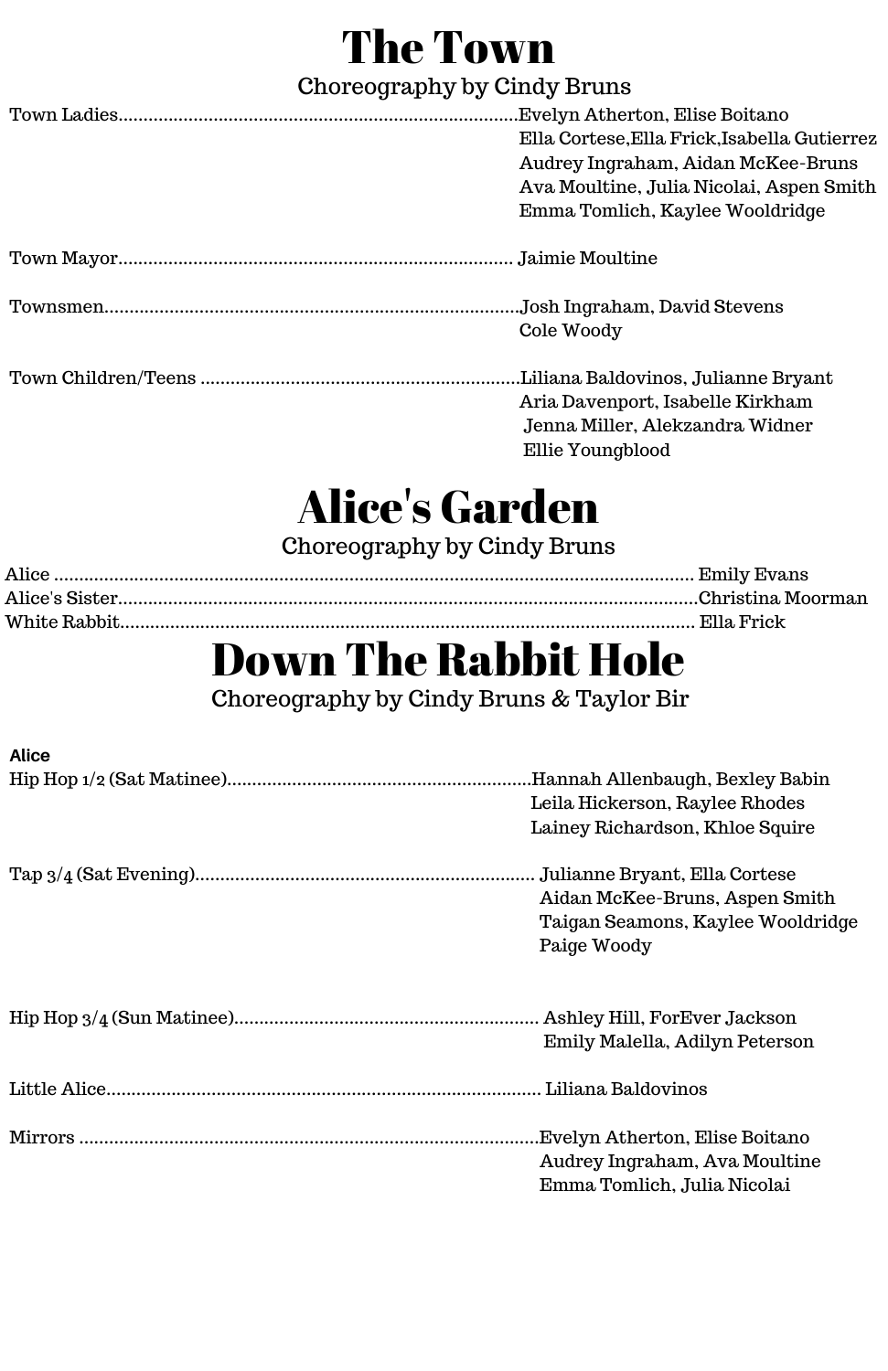# The Town

Choreography by Cindy Bruns

Town Ladies........................................................................................Evelyn Atherton, Elise Boitano
Ella Cortese,Ella Frick,Isabella Gutierrez
Audrey Ingraham, Aidan McKee-Bruns
Ava Moultine, Julia Nicolai, Aspen Smith
Emma Tomlich, Kaylee Wooldridge

Town Mayor........................................................................................ Jaimie Moultine

Townsmen...........................................................................................Josh Ingraham, David Stevens
Cole Woody

Town Children/Teens ........................................................................Liliana Baldovinos, Julianne Bryant
Aria Davenport, Isabelle Kirkham
Jenna Miller, Alekzandra Widner
Ellie Youngblood

# Alice's Garden

Choreography by Cindy Bruns

Alice ................................................................................................................. Emily Evans
Alice's Sister.....................................................................................................Christina Moorman
White Rabbit...................................................................................................... Ella Frick

# Down The Rabbit Hole

Choreography by Cindy Bruns & Taylor Bir

**Alice**

Hip Hop 1/2 (Sat Matinee)...............................................................Hannah Allenbaugh, Bexley Babin
Leila Hickerson, Raylee Rhodes
Lainey Richardson, Khloe Squire

Tap 3/4 (Sat Evening)........................................................................ Julianne Bryant, Ella Cortese
Aidan McKee-Bruns, Aspen Smith
Taigan Seamons, Kaylee Wooldridge
Paige Woody

Hip Hop 3/4 (Sun Matinee)............................................................... Ashley Hill, ForEver Jackson
Emily Malella, Adilyn Peterson

Little Alice......................................................................................... Liliana Baldovinos

Mirrors ..............................................................................................Evelyn Atherton, Elise Boitano
Audrey Ingraham, Ava Moultine
Emma Tomlich, Julia Nicolai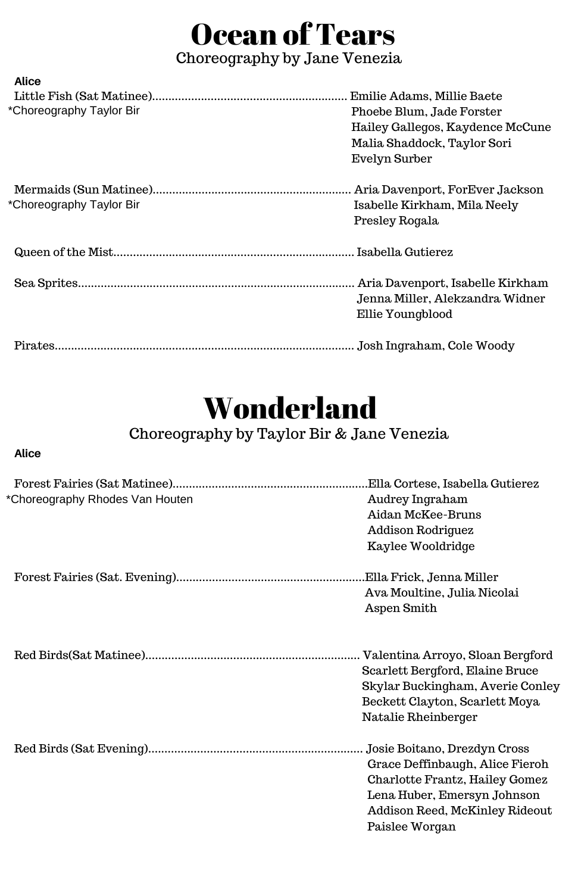# Ocean of Tears

Choreography by Jane Venezia

**Alice**

Little Fish (Sat Matinee)........................................................... Emilie Adams, Millie Baete, Phoebe Blum, Jade Forster, Hailey Gallegos, Kaydence McCune, Malia Shaddock, Taylor Sori, Evelyn Surber
*Choreography Taylor Bir

Mermaids (Sun Matinee)............................................................ Aria Davenport, ForEver Jackson, Isabelle Kirkham, Mila Neely, Presley Rogala
*Choreography Taylor Bir

Queen of the Mist......................................................................... Isabella Gutierez

Sea Sprites.................................................................................... Aria Davenport, Isabelle Kirkham, Jenna Miller, Alekzandra Widner, Ellie Youngblood

Pirates........................................................................................... Josh Ingraham, Cole Woody

# Wonderland

Choreography by Taylor Bir & Jane Venezia

**Alice**

Forest Fairies (Sat Matinee)...........................................................Ella Cortese, Isabella Gutierez, Audrey Ingraham, Aidan McKee-Bruns, Addison Rodriguez, Kaylee Wooldridge
*Choreography Rhodes Van Houten

Forest Fairies (Sat. Evening).........................................................Ella Frick, Jenna Miller, Ava Moultine, Julia Nicolai, Aspen Smith

Red Birds(Sat Matinee)................................................................. Valentina Arroyo, Sloan Bergford, Scarlett Bergford, Elaine Bruce, Skylar Buckingham, Averie Conley, Beckett Clayton, Scarlett Moya, Natalie Rheinberger

Red Birds (Sat Evening)................................................................. Josie Boitano, Drezdyn Cross, Grace Deffinbaugh, Alice Fieroh, Charlotte Frantz, Hailey Gomez, Lena Huber, Emersyn Johnson, Addison Reed, McKinley Rideout, Paislee Worgan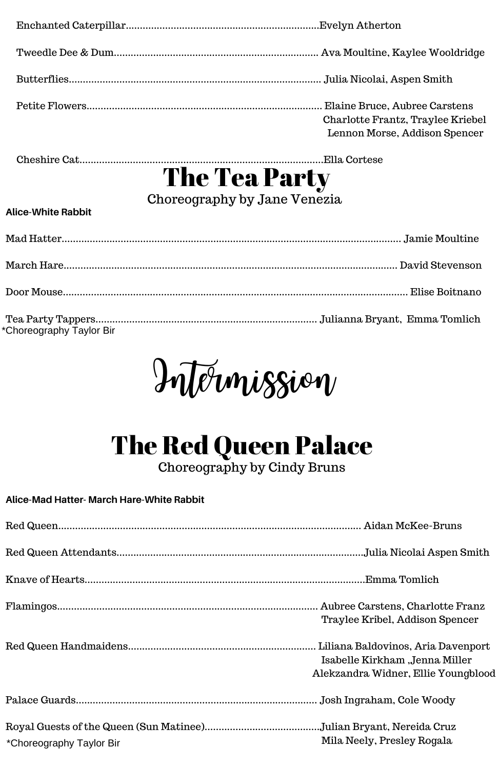Enchanted Caterpillar....................................................................Evelyn Atherton

Tweedle Dee & Dum........................................................................ Ava Moultine, Kaylee Wooldridge

Butterflies.......................................................................................... Julia Nicolai, Aspen Smith

Petite Flowers.................................................................................... Elaine Bruce, Aubree Carstens
Charlotte Frantz, Traylee Kriebel
Lennon Morse, Addison Spencer

Cheshire Cat.......................................................................................Ella Cortese

# The Tea Party

Choreography by Jane Venezia

**Alice-White Rabbit**

Mad Hatter......................................................................................................... Jamie Moultine

March Hare...................................................................................................... David Stevenson

Door Mouse........................................................................................................... Elise Boitnano

Tea Party Tappers............................................................................... Julianna Bryant, Emma Tomlich
*Choreography Taylor Bir

# Intermission

# The Red Queen Palace

Choreography by Cindy Bruns

**Alice-Mad Hatter- March Hare-White Rabbit**

Red Queen........................................................................................................... Aidan McKee-Bruns

Red Queen Attendants.......................................................................................Julia Nicolai Aspen Smith

Knave of Hearts...................................................................................................Emma Tomlich

Flamingos............................................................................................. Aubree Carstens, Charlotte Franz
Traylee Kribel, Addison Spencer

Red Queen Handmaidens.................................................................. Liliana Baldovinos, Aria Davenport
Isabelle Kirkham ,Jenna Miller
Alekzandra Widner, Ellie Youngblood

Palace Guards..................................................................................... Josh Ingraham, Cole Woody

Royal Guests of the Queen (Sun Matinee).........................................Julian Bryant, Nereida Cruz
Mila Neely, Presley Rogala
*Choreography Taylor Bir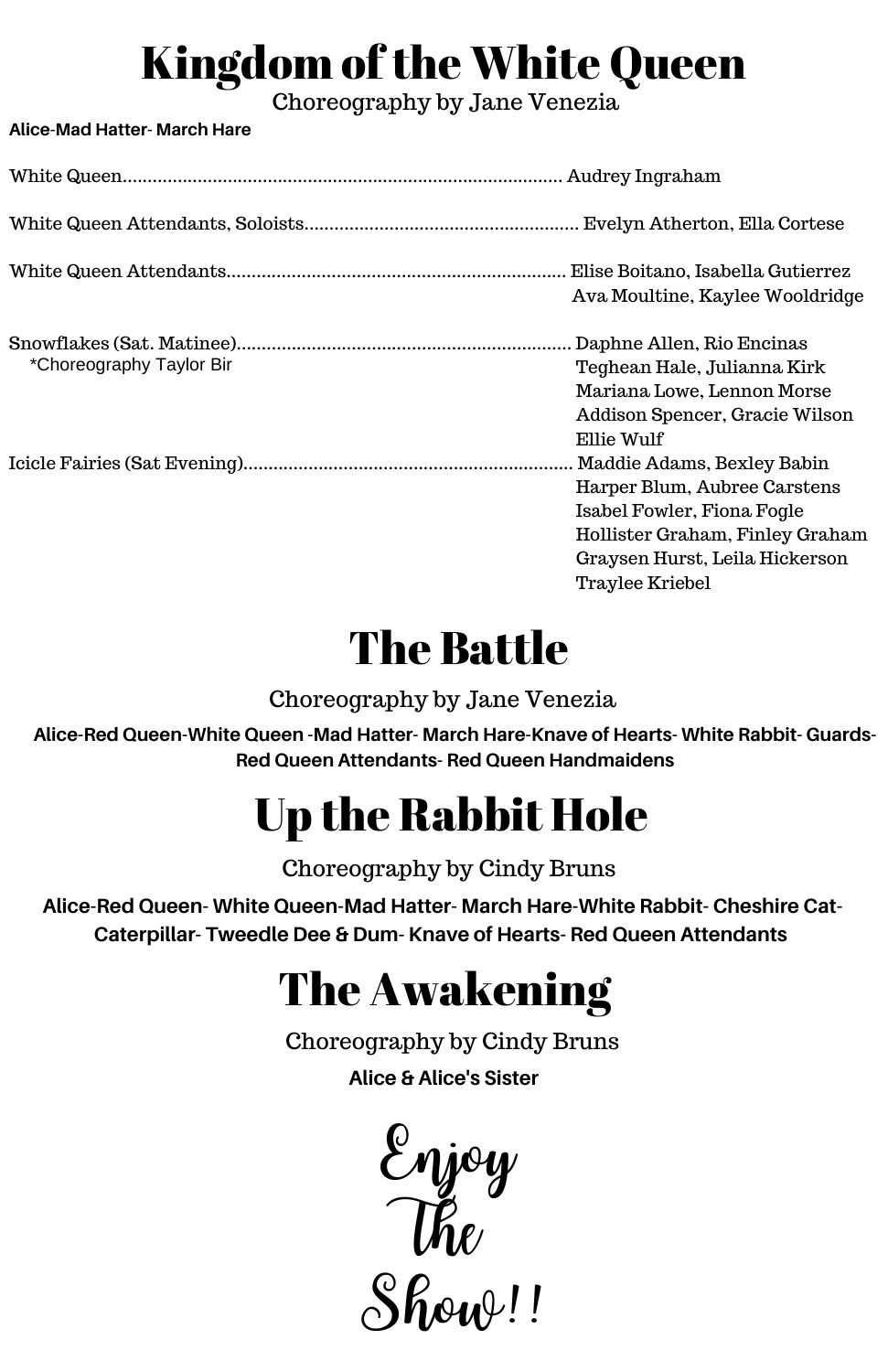# Kingdom of the White Queen

Choreography by Jane Venezia

**Alice-Mad Hatter- March Hare**

White Queen........................................................................................ Audrey Ingraham

White Queen Attendants, Soloists...................................................... Evelyn Atherton, Ella Cortese

White Queen Attendants.................................................................... Elise Boitano, Isabella Gutierrez
Ava Moultine, Kaylee Wooldridge

Snowflakes (Sat. Matinee).................................................................. Daphne Allen, Rio Encinas
*Choreography Taylor Bir
Teghean Hale, Julianna Kirk
Mariana Lowe, Lennon Morse
Addison Spencer, Gracie Wilson
Ellie Wulf

Icicle Fairies (Sat Evening)................................................................. Maddie Adams, Bexley Babin
Harper Blum, Aubree Carstens
Isabel Fowler, Fiona Fogle
Hollister Graham, Finley Graham
Graysen Hurst, Leila Hickerson
Traylee Kriebel

# The Battle

Choreography by Jane Venezia

**Alice-Red Queen-White Queen -Mad Hatter- March Hare-Knave of Hearts- White Rabbit- Guards- Red Queen Attendants- Red Queen Handmaidens**

# Up the Rabbit Hole

Choreography by Cindy Bruns

**Alice-Red Queen- White Queen-Mad Hatter- March Hare-White Rabbit- Cheshire Cat- Caterpillar- Tweedle Dee & Dum- Knave of Hearts- Red Queen Attendants**

# The Awakening

Choreography by Cindy Bruns

**Alice & Alice's Sister**

*Enjoy The Show!!*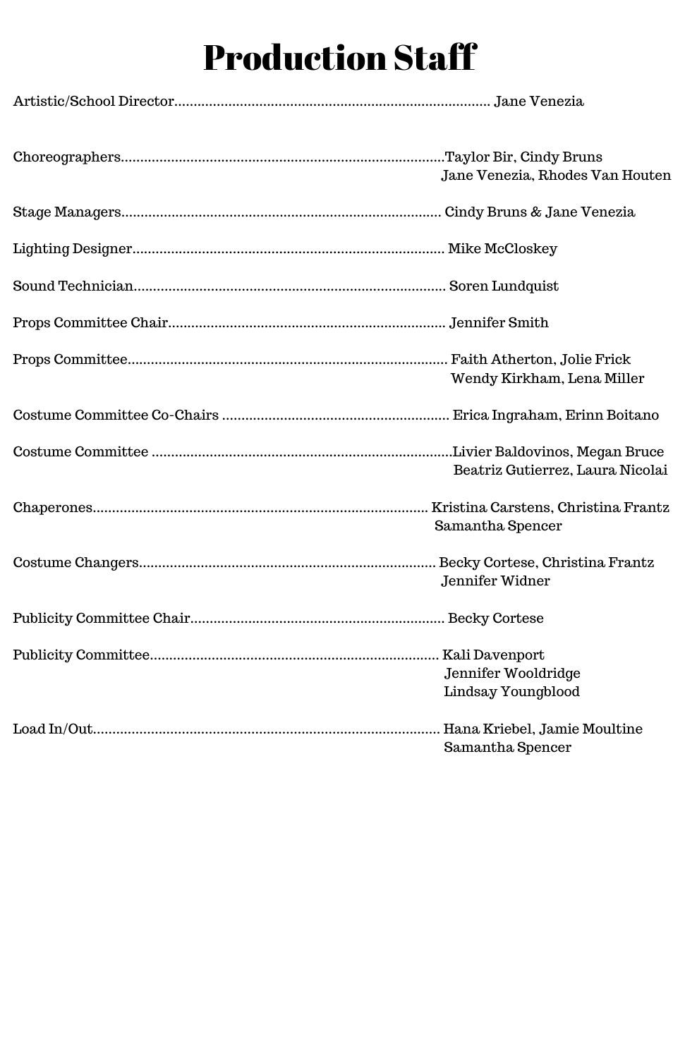# Production Staff

Artistic/School Director................................................................................ Jane Venezia

Choreographers...................................................................................Taylor Bir, Cindy Bruns
Jane Venezia, Rhodes Van Houten

Stage Managers.................................................................................. Cindy Bruns & Jane Venezia

Lighting Designer................................................................................ Mike McCloskey

Sound Technician................................................................................ Soren Lundquist

Props Committee Chair....................................................................... Jennifer Smith

Props Committee.................................................................................. Faith Atherton, Jolie Frick
Wendy Kirkham, Lena Miller

Costume Committee Co-Chairs .......................................................... Erica Ingraham, Erinn Boitano

Costume Committee .............................................................................Livier Baldovinos, Megan Bruce
Beatriz Gutierrez, Laura Nicolai

Chaperones....................................................................................... Kristina Carstens, Christina Frantz
Samantha Spencer

Costume Changers............................................................................. Becky Cortese, Christina Frantz
Jennifer Widner

Publicity Committee Chair................................................................. Becky Cortese

Publicity Committee........................................................................... Kali Davenport
Jennifer Wooldridge
Lindsay Youngblood

Load In/Out......................................................................................... Hana Kriebel, Jamie Moultine
Samantha Spencer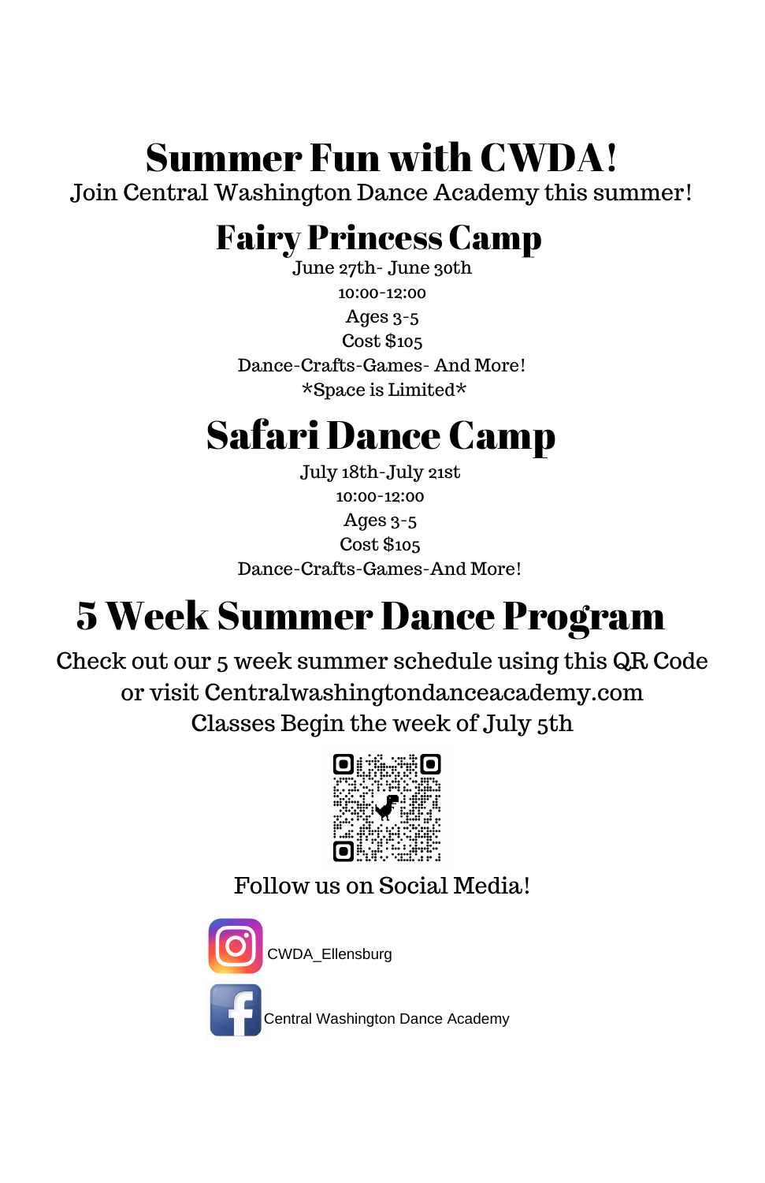# Summer Fun with CWDA!

Join Central Washington Dance Academy this summer!

## Fairy Princess Camp

June 27th- June 30th

10:00-12:00

Ages 3-5

Cost $105

Dance-Crafts-Games- And More!

*Space is Limited*

## Safari Dance Camp

July 18th-July 21st

10:00-12:00

Ages 3-5

Cost $105

Dance-Crafts-Games-And More!

## 5 Week Summer Dance Program

Check out our 5 week summer schedule using this QR Code or visit Centralwashingtondanceacademy.com

Classes Begin the week of July 5th

Follow us on Social Media!

CWDA_Ellensburg

Central Washington Dance Academy